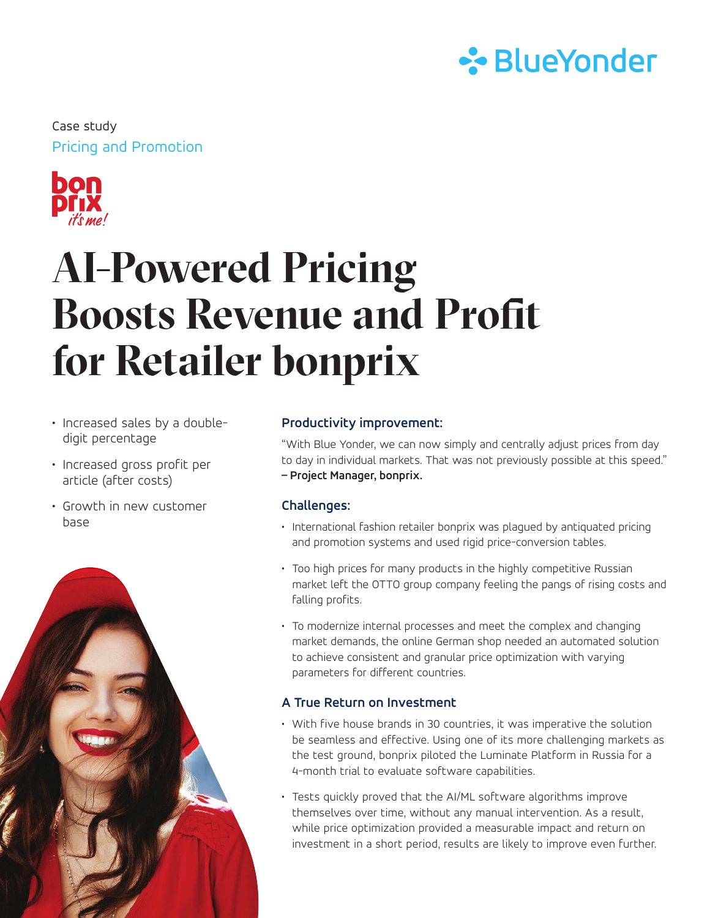Case study

Pricing and Promotion

# AI-Powered Pricing Boosts Revenue and Profit for Retailer bonprix

- Increased sales by a double-digit percentage
- Increased gross profit per article (after costs)
- Growth in new customer base

### Productivity improvement:

"With Blue Yonder, we can now simply and centrally adjust prices from day to day in individual markets. That was not previously possible at this speed." **– Project Manager, bonprix.**

### Challenges:

- International fashion retailer bonprix was plagued by antiquated pricing and promotion systems and used rigid price-conversion tables.
- Too high prices for many products in the highly competitive Russian market left the OTTO group company feeling the pangs of rising costs and falling profits.
- To modernize internal processes and meet the complex and changing market demands, the online German shop needed an automated solution to achieve consistent and granular price optimization with varying parameters for different countries.

### A True Return on Investment

- With five house brands in 30 countries, it was imperative the solution be seamless and effective. Using one of its more challenging markets as the test ground, bonprix piloted the Luminate Platform in Russia for a 4-month trial to evaluate software capabilities.
- Tests quickly proved that the AI/ML software algorithms improve themselves over time, without any manual intervention. As a result, while price optimization provided a measurable impact and return on investment in a short period, results are likely to improve even further.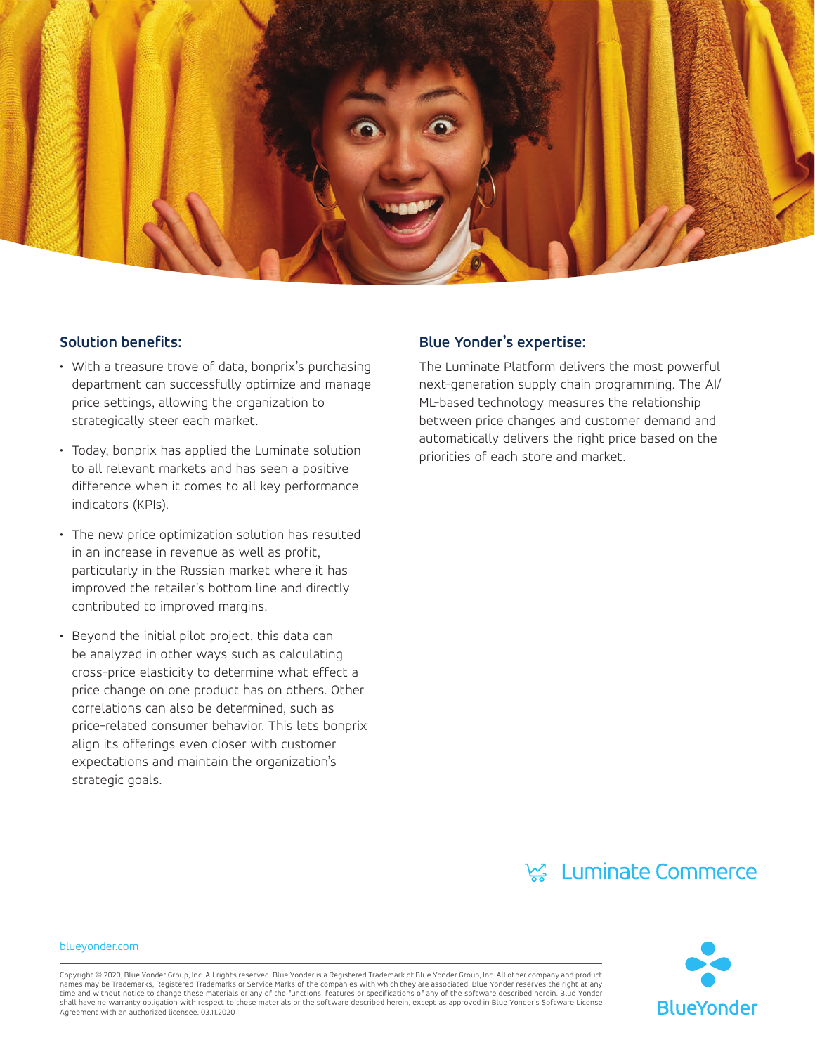## Solution benefits:

- With a treasure trove of data, bonprix's purchasing department can successfully optimize and manage price settings, allowing the organization to strategically steer each market.
- Today, bonprix has applied the Luminate solution to all relevant markets and has seen a positive difference when it comes to all key performance indicators (KPIs).
- The new price optimization solution has resulted in an increase in revenue as well as profit, particularly in the Russian market where it has improved the retailer's bottom line and directly contributed to improved margins.
- Beyond the initial pilot project, this data can be analyzed in other ways such as calculating cross-price elasticity to determine what effect a price change on one product has on others. Other correlations can also be determined, such as price-related consumer behavior. This lets bonprix align its offerings even closer with customer expectations and maintain the organization's strategic goals.

## Blue Yonder's expertise:

The Luminate Platform delivers the most powerful next-generation supply chain programming. The AI/ML-based technology measures the relationship between price changes and customer demand and automatically delivers the right price based on the priorities of each store and market.

Luminate Commerce

blueyonder.com

Copyright © 2020, Blue Yonder Group, Inc. All rights reserved. Blue Yonder is a Registered Trademark of Blue Yonder Group, Inc. All other company and product names may be Trademarks, Registered Trademarks or Service Marks of the companies with which they are associated. Blue Yonder reserves the right at any time and without notice to change these materials or any of the functions, features or specifications of any of the software described herein. Blue Yonder shall have no warranty obligation with respect to these materials or the software described herein, except as approved in Blue Yonder's Software License Agreement with an authorized licensee. 03.11.2020

BlueYonder